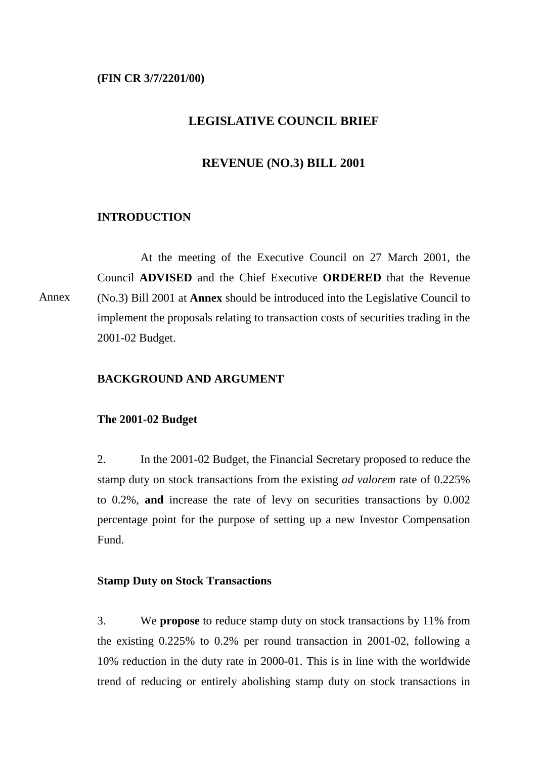**(FIN CR 3/7/2201/00)**

# LEGISLATIVE COUNCIL BRIEF

# REVENUE (NO.3) BILL 2001

## INTRODUCTION

Annex

At the meeting of the Executive Council on 27 March 2001, the Council **ADVISED** and the Chief Executive **ORDERED** that the Revenue (No.3) Bill 2001 at **Annex** should be introduced into the Legislative Council to implement the proposals relating to transaction costs of securities trading in the 2001-02 Budget.

## BACKGROUND AND ARGUMENT

### The 2001-02 Budget

2. In the 2001-02 Budget, the Financial Secretary proposed to reduce the stamp duty on stock transactions from the existing *ad valorem* rate of 0.225% to 0.2%, **and** increase the rate of levy on securities transactions by 0.002 percentage point for the purpose of setting up a new Investor Compensation Fund.

### Stamp Duty on Stock Transactions

3. We **propose** to reduce stamp duty on stock transactions by 11% from the existing 0.225% to 0.2% per round transaction in 2001-02, following a 10% reduction in the duty rate in 2000-01. This is in line with the worldwide trend of reducing or entirely abolishing stamp duty on stock transactions in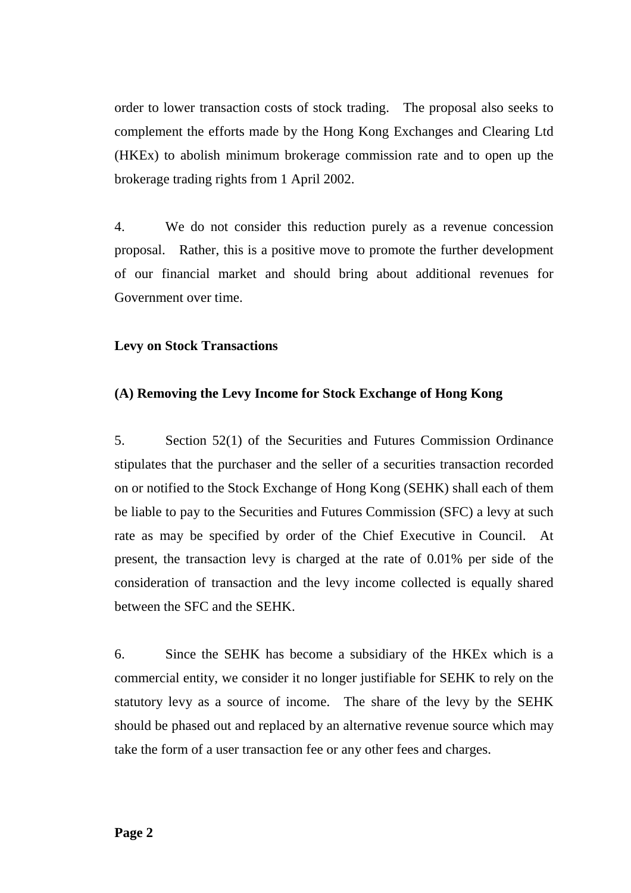order to lower transaction costs of stock trading. The proposal also seeks to complement the efforts made by the Hong Kong Exchanges and Clearing Ltd (HKEx) to abolish minimum brokerage commission rate and to open up the brokerage trading rights from 1 April 2002.

4. We do not consider this reduction purely as a revenue concession proposal. Rather, this is a positive move to promote the further development of our financial market and should bring about additional revenues for Government over time.

**Levy on Stock Transactions**

**(A) Removing the Levy Income for Stock Exchange of Hong Kong**

5. Section 52(1) of the Securities and Futures Commission Ordinance stipulates that the purchaser and the seller of a securities transaction recorded on or notified to the Stock Exchange of Hong Kong (SEHK) shall each of them be liable to pay to the Securities and Futures Commission (SFC) a levy at such rate as may be specified by order of the Chief Executive in Council. At present, the transaction levy is charged at the rate of 0.01% per side of the consideration of transaction and the levy income collected is equally shared between the SFC and the SEHK.

6. Since the SEHK has become a subsidiary of the HKEx which is a commercial entity, we consider it no longer justifiable for SEHK to rely on the statutory levy as a source of income. The share of the levy by the SEHK should be phased out and replaced by an alternative revenue source which may take the form of a user transaction fee or any other fees and charges.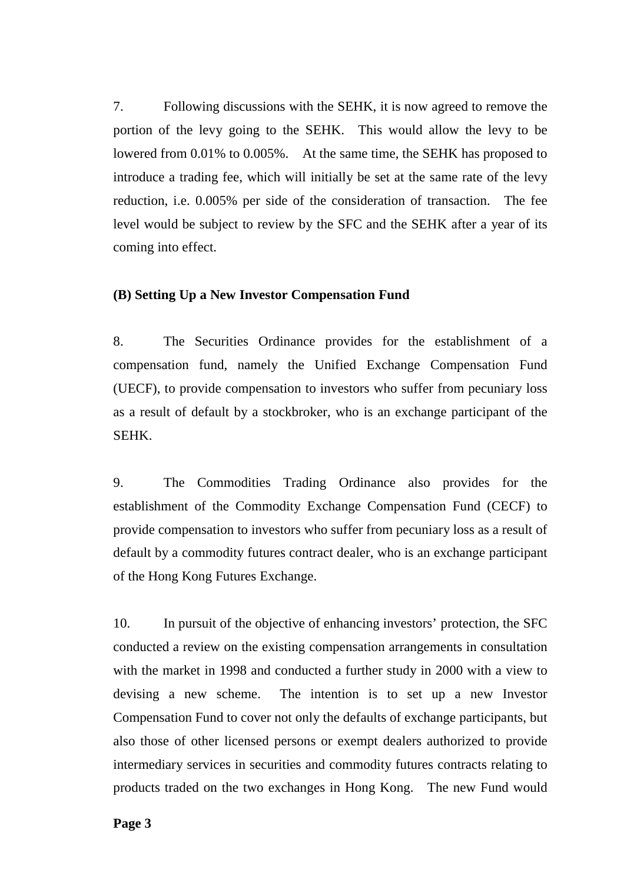7. Following discussions with the SEHK, it is now agreed to remove the portion of the levy going to the SEHK. This would allow the levy to be lowered from 0.01% to 0.005%. At the same time, the SEHK has proposed to introduce a trading fee, which will initially be set at the same rate of the levy reduction, i.e. 0.005% per side of the consideration of transaction. The fee level would be subject to review by the SFC and the SEHK after a year of its coming into effect.

**(B) Setting Up a New Investor Compensation Fund**

8. The Securities Ordinance provides for the establishment of a compensation fund, namely the Unified Exchange Compensation Fund (UECF), to provide compensation to investors who suffer from pecuniary loss as a result of default by a stockbroker, who is an exchange participant of the SEHK.

9. The Commodities Trading Ordinance also provides for the establishment of the Commodity Exchange Compensation Fund (CECF) to provide compensation to investors who suffer from pecuniary loss as a result of default by a commodity futures contract dealer, who is an exchange participant of the Hong Kong Futures Exchange.

10. In pursuit of the objective of enhancing investors' protection, the SFC conducted a review on the existing compensation arrangements in consultation with the market in 1998 and conducted a further study in 2000 with a view to devising a new scheme. The intention is to set up a new Investor Compensation Fund to cover not only the defaults of exchange participants, but also those of other licensed persons or exempt dealers authorized to provide intermediary services in securities and commodity futures contracts relating to products traded on the two exchanges in Hong Kong. The new Fund would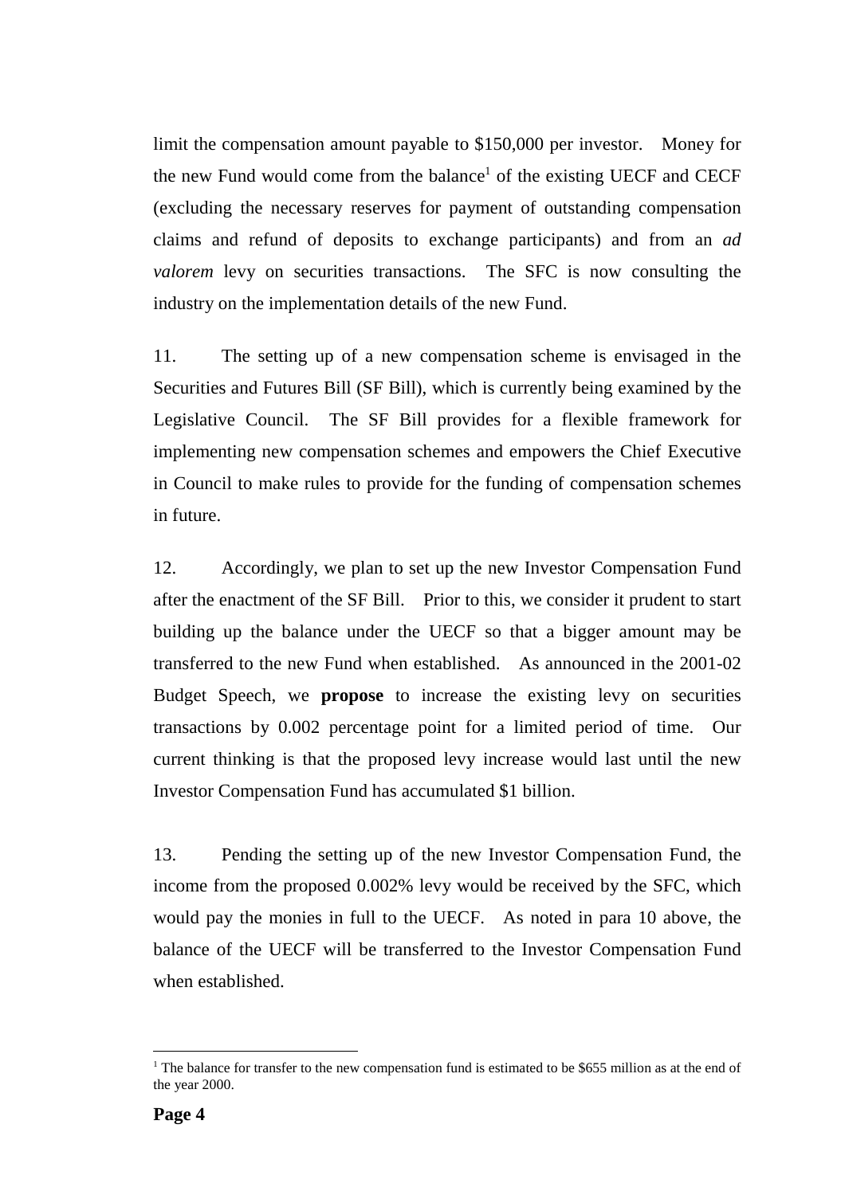limit the compensation amount payable to $150,000 per investor. Money for the new Fund would come from the balance[1] of the existing UECF and CECF (excluding the necessary reserves for payment of outstanding compensation claims and refund of deposits to exchange participants) and from an *ad valorem* levy on securities transactions. The SFC is now consulting the industry on the implementation details of the new Fund.

11. The setting up of a new compensation scheme is envisaged in the Securities and Futures Bill (SF Bill), which is currently being examined by the Legislative Council. The SF Bill provides for a flexible framework for implementing new compensation schemes and empowers the Chief Executive in Council to make rules to provide for the funding of compensation schemes in future.

12. Accordingly, we plan to set up the new Investor Compensation Fund after the enactment of the SF Bill. Prior to this, we consider it prudent to start building up the balance under the UECF so that a bigger amount may be transferred to the new Fund when established. As announced in the 2001-02 Budget Speech, we **propose** to increase the existing levy on securities transactions by 0.002 percentage point for a limited period of time. Our current thinking is that the proposed levy increase would last until the new Investor Compensation Fund has accumulated $1 billion.

13. Pending the setting up of the new Investor Compensation Fund, the income from the proposed 0.002% levy would be received by the SFC, which would pay the monies in full to the UECF. As noted in para 10 above, the balance of the UECF will be transferred to the Investor Compensation Fund when established.

---

[1] The balance for transfer to the new compensation fund is estimated to be $655 million as at the end of the year 2000.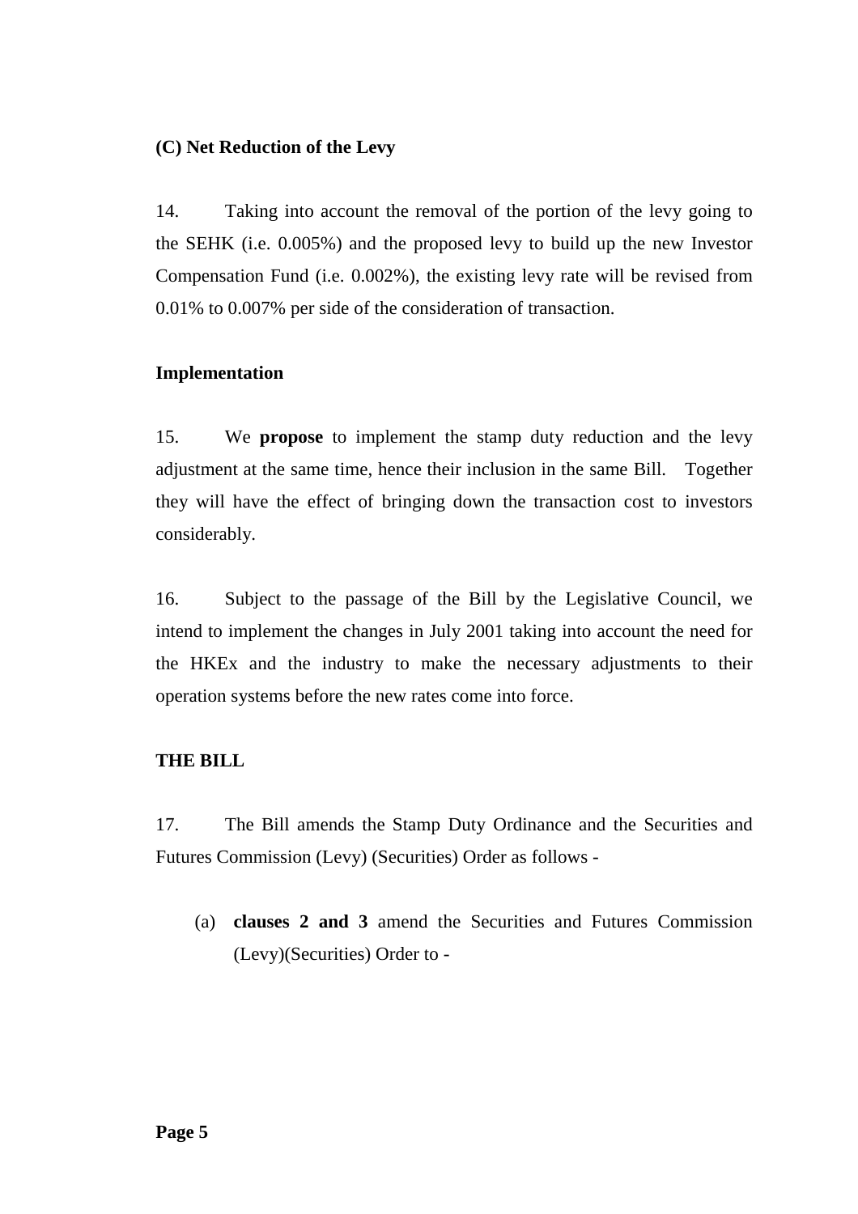**(C) Net Reduction of the Levy**

14. Taking into account the removal of the portion of the levy going to the SEHK (i.e. 0.005%) and the proposed levy to build up the new Investor Compensation Fund (i.e. 0.002%), the existing levy rate will be revised from 0.01% to 0.007% per side of the consideration of transaction.

**Implementation**

15. We **propose** to implement the stamp duty reduction and the levy adjustment at the same time, hence their inclusion in the same Bill. Together they will have the effect of bringing down the transaction cost to investors considerably.

16. Subject to the passage of the Bill by the Legislative Council, we intend to implement the changes in July 2001 taking into account the need for the HKEx and the industry to make the necessary adjustments to their operation systems before the new rates come into force.

**THE BILL**

17. The Bill amends the Stamp Duty Ordinance and the Securities and Futures Commission (Levy) (Securities) Order as follows -

(a) **clauses 2 and 3** amend the Securities and Futures Commission (Levy)(Securities) Order to -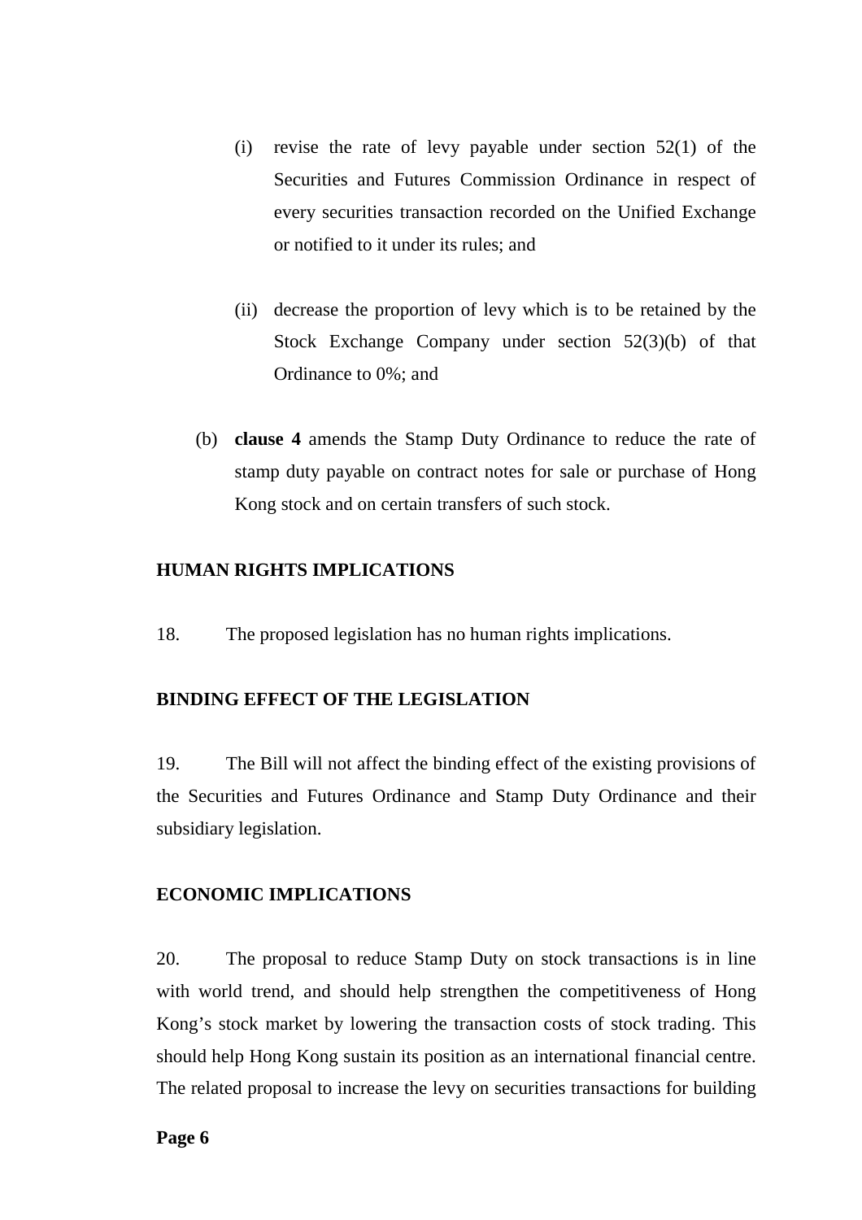(i) revise the rate of levy payable under section 52(1) of the Securities and Futures Commission Ordinance in respect of every securities transaction recorded on the Unified Exchange or notified to it under its rules; and

(ii) decrease the proportion of levy which is to be retained by the Stock Exchange Company under section 52(3)(b) of that Ordinance to 0%; and

(b) **clause 4** amends the Stamp Duty Ordinance to reduce the rate of stamp duty payable on contract notes for sale or purchase of Hong Kong stock and on certain transfers of such stock.

**HUMAN RIGHTS IMPLICATIONS**

18. The proposed legislation has no human rights implications.

**BINDING EFFECT OF THE LEGISLATION**

19. The Bill will not affect the binding effect of the existing provisions of the Securities and Futures Ordinance and Stamp Duty Ordinance and their subsidiary legislation.

**ECONOMIC IMPLICATIONS**

20. The proposal to reduce Stamp Duty on stock transactions is in line with world trend, and should help strengthen the competitiveness of Hong Kong's stock market by lowering the transaction costs of stock trading. This should help Hong Kong sustain its position as an international financial centre. The related proposal to increase the levy on securities transactions for building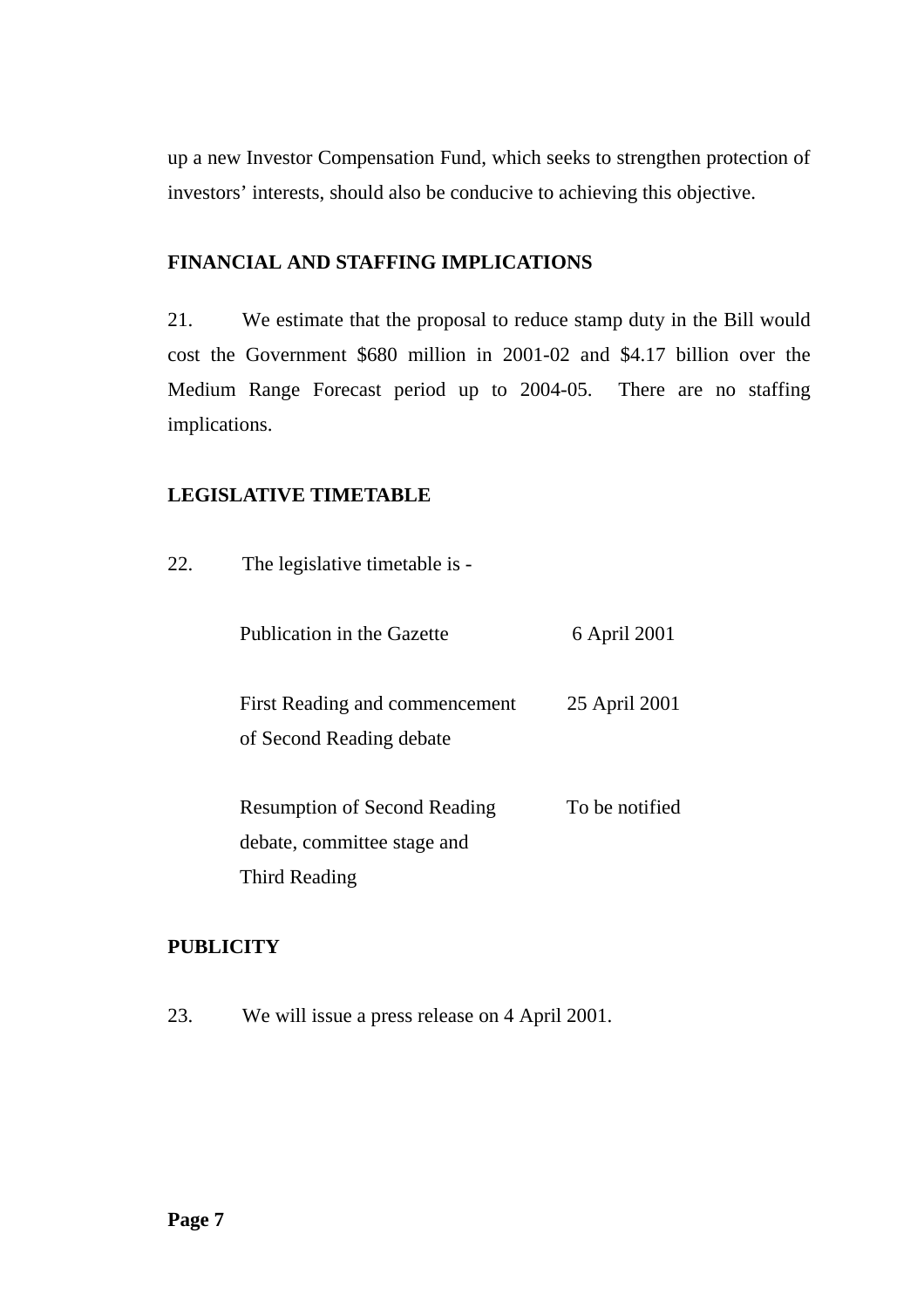up a new Investor Compensation Fund, which seeks to strengthen protection of investors' interests, should also be conducive to achieving this objective.

**FINANCIAL AND STAFFING IMPLICATIONS**

21. We estimate that the proposal to reduce stamp duty in the Bill would cost the Government $680 million in 2001-02 and $4.17 billion over the Medium Range Forecast period up to 2004-05. There are no staffing implications.

**LEGISLATIVE TIMETABLE**

22. The legislative timetable is -

| | |
|---|---|
| Publication in the Gazette | 6 April 2001 |
| First Reading and commencement of Second Reading debate | 25 April 2001 |
| Resumption of Second Reading debate, committee stage and Third Reading | To be notified |

**PUBLICITY**

23. We will issue a press release on 4 April 2001.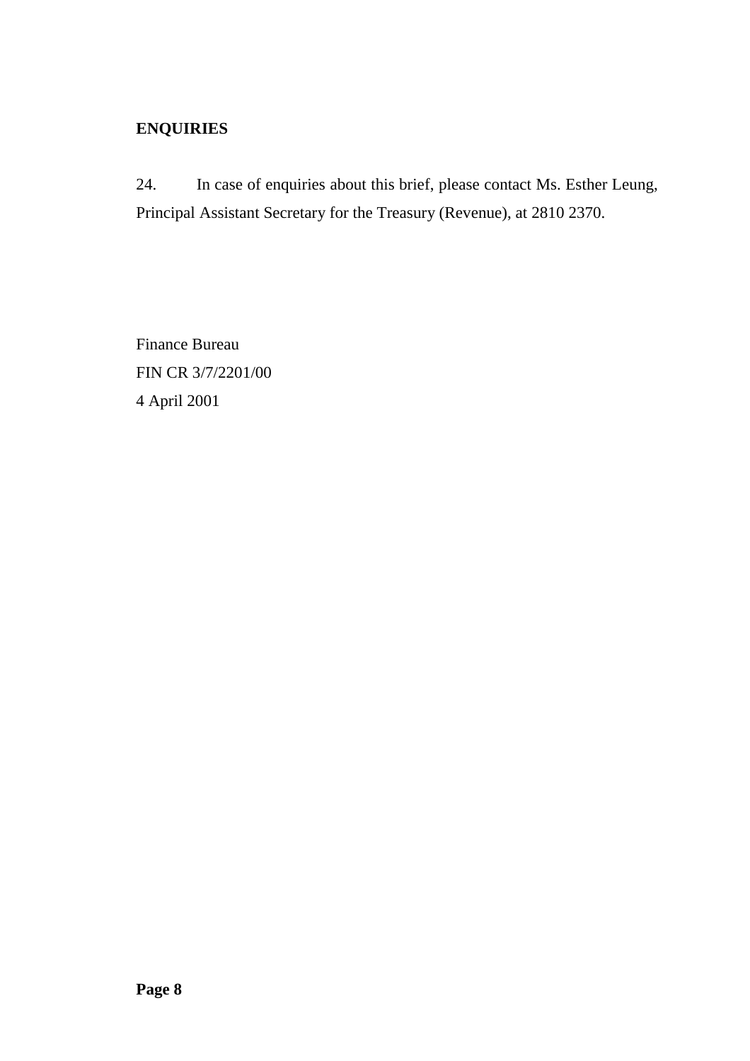**ENQUIRIES**

24. In case of enquiries about this brief, please contact Ms. Esther Leung, Principal Assistant Secretary for the Treasury (Revenue), at 2810 2370.

Finance Bureau
FIN CR 3/7/2201/00
4 April 2001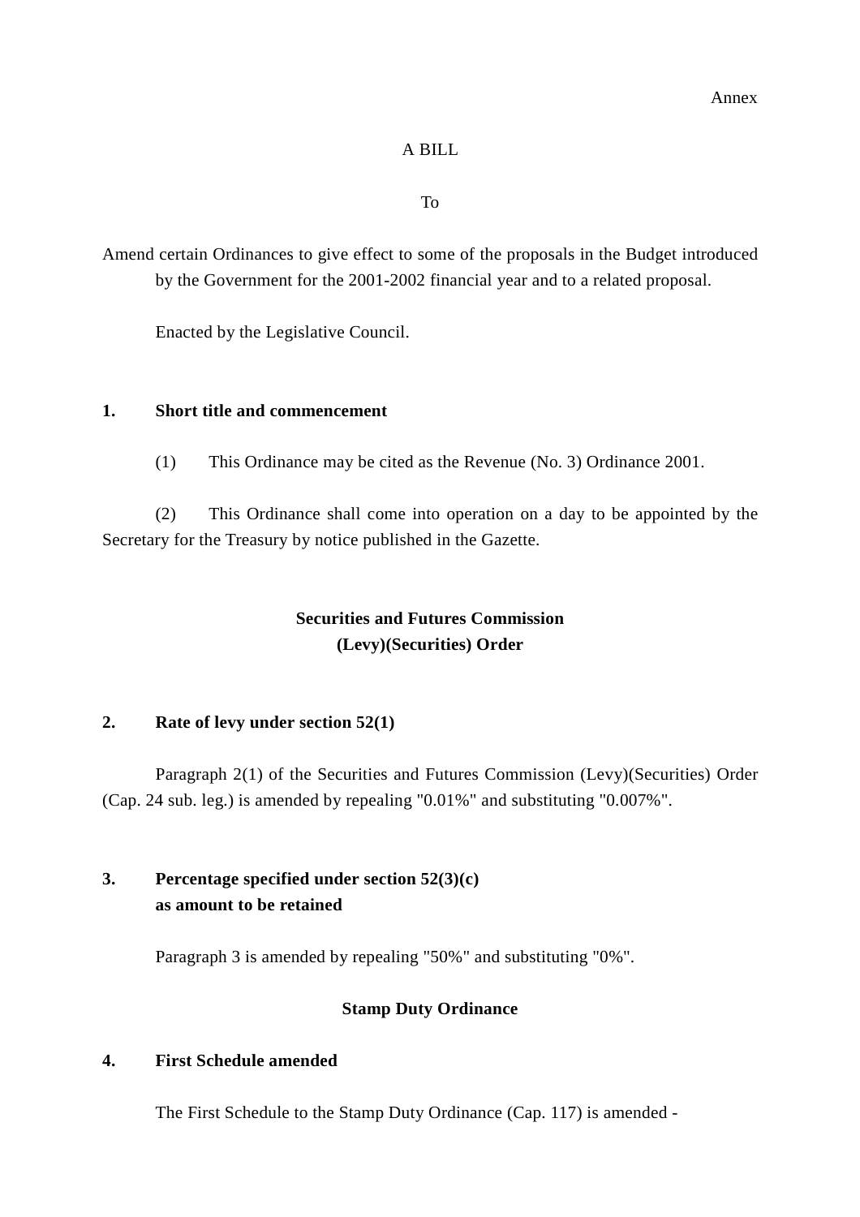Annex

A BILL

To

Amend certain Ordinances to give effect to some of the proposals in the Budget introduced by the Government for the 2001-2002 financial year and to a related proposal.

Enacted by the Legislative Council.

**1. Short title and commencement**

(1) This Ordinance may be cited as the Revenue (No. 3) Ordinance 2001.

(2) This Ordinance shall come into operation on a day to be appointed by the Secretary for the Treasury by notice published in the Gazette.

**Securities and Futures Commission (Levy)(Securities) Order**

**2. Rate of levy under section 52(1)**

Paragraph 2(1) of the Securities and Futures Commission (Levy)(Securities) Order (Cap. 24 sub. leg.) is amended by repealing "0.01%" and substituting "0.007%".

**3. Percentage specified under section 52(3)(c) as amount to be retained**

Paragraph 3 is amended by repealing "50%" and substituting "0%".

**Stamp Duty Ordinance**

**4. First Schedule amended**

The First Schedule to the Stamp Duty Ordinance (Cap. 117) is amended -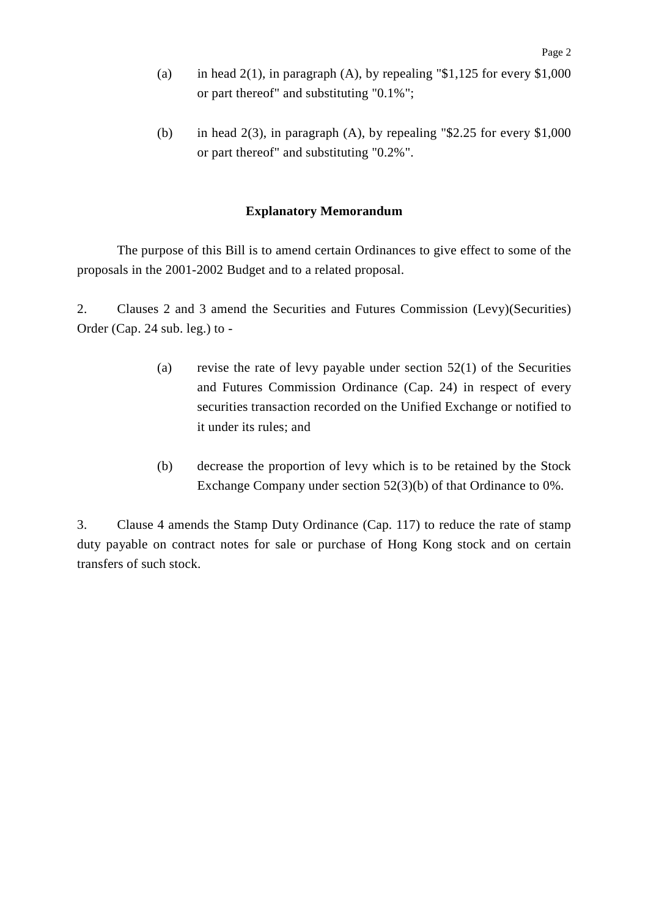(a) in head 2(1), in paragraph (A), by repealing "$1,125 for every $1,000 or part thereof" and substituting "0.1%";

(b) in head 2(3), in paragraph (A), by repealing "$2.25 for every $1,000 or part thereof" and substituting "0.2%".

## Explanatory Memorandum

The purpose of this Bill is to amend certain Ordinances to give effect to some of the proposals in the 2001-2002 Budget and to a related proposal.

2. Clauses 2 and 3 amend the Securities and Futures Commission (Levy)(Securities) Order (Cap. 24 sub. leg.) to -

(a) revise the rate of levy payable under section 52(1) of the Securities and Futures Commission Ordinance (Cap. 24) in respect of every securities transaction recorded on the Unified Exchange or notified to it under its rules; and

(b) decrease the proportion of levy which is to be retained by the Stock Exchange Company under section 52(3)(b) of that Ordinance to 0%.

3. Clause 4 amends the Stamp Duty Ordinance (Cap. 117) to reduce the rate of stamp duty payable on contract notes for sale or purchase of Hong Kong stock and on certain transfers of such stock.